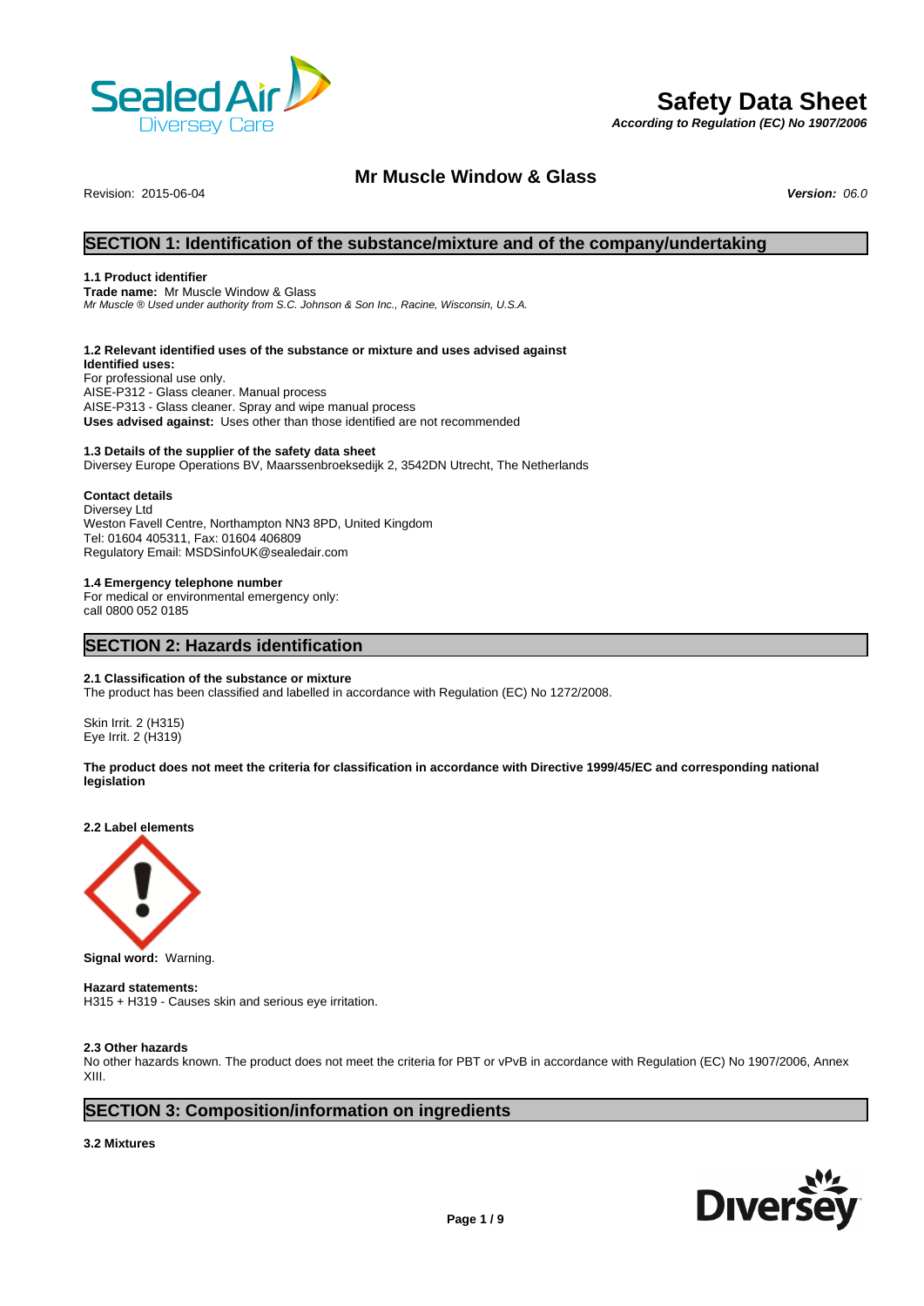# Safety Data Sheet

*According to Regulation (EC) No 1907/2006*

## Mr Muscle Window & Glass

Revision: 2015-06-04

***Version:*** *06.0*

## SECTION 1: Identification of the substance/mixture and of the company/undertaking

### 1.1 Product identifier

**Trade name:** Mr Muscle Window & Glass
*Mr Muscle ® Used under authority from S.C. Johnson & Son Inc., Racine, Wisconsin, U.S.A.*

### 1.2 Relevant identified uses of the substance or mixture and uses advised against

**Identified uses:**
For professional use only.
AISE-P312 - Glass cleaner. Manual process
AISE-P313 - Glass cleaner. Spray and wipe manual process
**Uses advised against:** Uses other than those identified are not recommended

### 1.3 Details of the supplier of the safety data sheet

Diversey Europe Operations BV, Maarssenbroeksedijk 2, 3542DN Utrecht, The Netherlands

**Contact details**
Diversey Ltd
Weston Favell Centre, Northampton NN3 8PD, United Kingdom
Tel: 01604 405311, Fax: 01604 406809
Regulatory Email: MSDSinfoUK@sealedair.com

### 1.4 Emergency telephone number

For medical or environmental emergency only:
call 0800 052 0185

## SECTION 2: Hazards identification

### 2.1 Classification of the substance or mixture

The product has been classified and labelled in accordance with Regulation (EC) No 1272/2008.

Skin Irrit. 2 (H315)
Eye Irrit. 2 (H319)

**The product does not meet the criteria for classification in accordance with Directive 1999/45/EC and corresponding national legislation**

### 2.2 Label elements

**Signal word:** Warning.

**Hazard statements:**
H315 + H319 - Causes skin and serious eye irritation.

### 2.3 Other hazards

No other hazards known. The product does not meet the criteria for PBT or vPvB in accordance with Regulation (EC) No 1907/2006, Annex XIII.

## SECTION 3: Composition/information on ingredients

### 3.2 Mixtures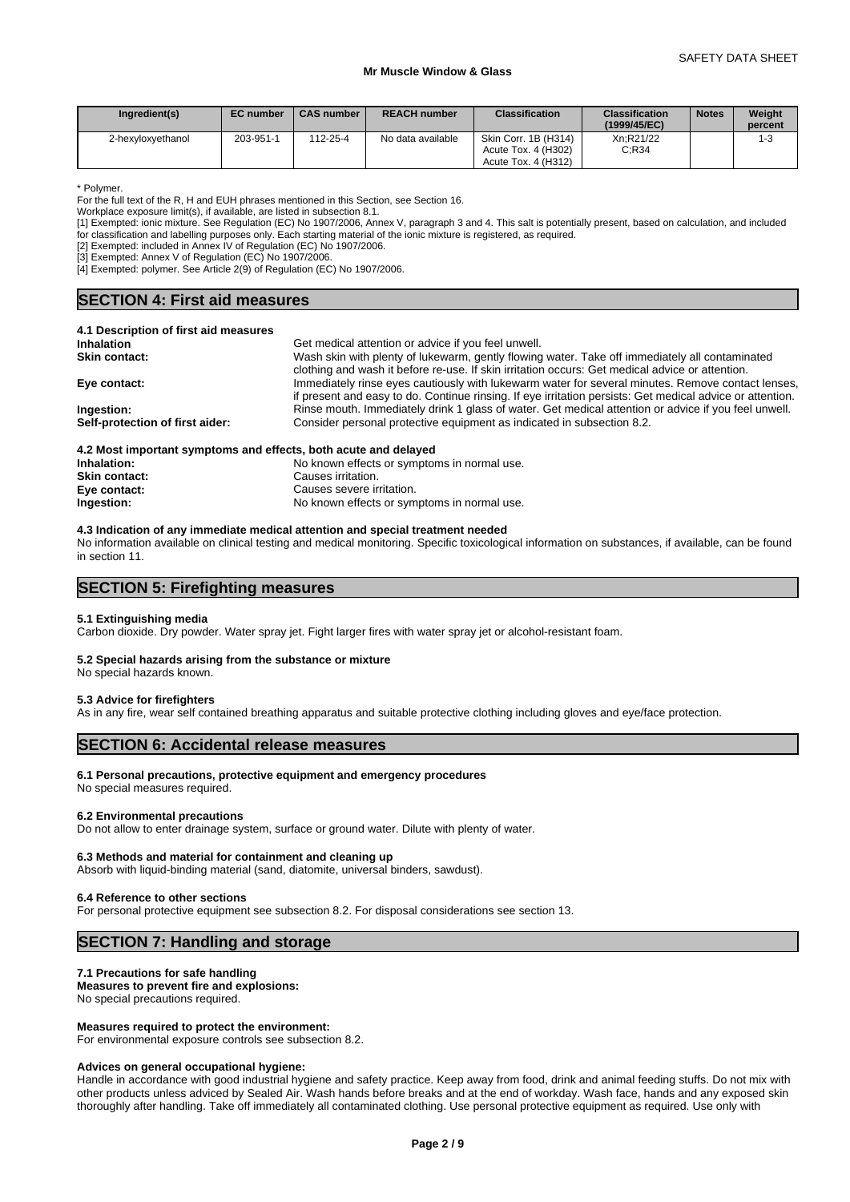| Ingredient(s) | EC number | CAS number | REACH number | Classification | Classification (1999/45/EC) | Notes | Weight percent |
|---|---|---|---|---|---|---|---|
| 2-hexyloxyethanol | 203-951-1 | 112-25-4 | No data available | Skin Corr. 1B (H314) Acute Tox. 4 (H302) Acute Tox. 4 (H312) | Xn;R21/22 C;R34 | | 1-3 |

* Polymer.
For the full text of the R, H and EUH phrases mentioned in this Section, see Section 16.
Workplace exposure limit(s), if available, are listed in subsection 8.1.
[1] Exempted: ionic mixture. See Regulation (EC) No 1907/2006, Annex V, paragraph 3 and 4. This salt is potentially present, based on calculation, and included for classification and labelling purposes only. Each starting material of the ionic mixture is registered, as required.
[2] Exempted: included in Annex IV of Regulation (EC) No 1907/2006.
[3] Exempted: Annex V of Regulation (EC) No 1907/2006.
[4] Exempted: polymer. See Article 2(9) of Regulation (EC) No 1907/2006.

## SECTION 4: First aid measures

### 4.1 Description of first aid measures

**Inhalation** Get medical attention or advice if you feel unwell.

**Skin contact:** Wash skin with plenty of lukewarm, gently flowing water. Take off immediately all contaminated clothing and wash it before re-use. If skin irritation occurs: Get medical advice or attention.

**Eye contact:** Immediately rinse eyes cautiously with lukewarm water for several minutes. Remove contact lenses, if present and easy to do. Continue rinsing. If eye irritation persists: Get medical advice or attention.

**Ingestion:** Rinse mouth. Immediately drink 1 glass of water. Get medical attention or advice if you feel unwell.

**Self-protection of first aider:** Consider personal protective equipment as indicated in subsection 8.2.

### 4.2 Most important symptoms and effects, both acute and delayed

**Inhalation:** No known effects or symptoms in normal use.

**Skin contact:** Causes irritation.

**Eye contact:** Causes severe irritation.

**Ingestion:** No known effects or symptoms in normal use.

### 4.3 Indication of any immediate medical attention and special treatment needed

No information available on clinical testing and medical monitoring. Specific toxicological information on substances, if available, can be found in section 11.

## SECTION 5: Firefighting measures

### 5.1 Extinguishing media

Carbon dioxide. Dry powder. Water spray jet. Fight larger fires with water spray jet or alcohol-resistant foam.

### 5.2 Special hazards arising from the substance or mixture

No special hazards known.

### 5.3 Advice for firefighters

As in any fire, wear self contained breathing apparatus and suitable protective clothing including gloves and eye/face protection.

## SECTION 6: Accidental release measures

### 6.1 Personal precautions, protective equipment and emergency procedures

No special measures required.

### 6.2 Environmental precautions

Do not allow to enter drainage system, surface or ground water. Dilute with plenty of water.

### 6.3 Methods and material for containment and cleaning up

Absorb with liquid-binding material (sand, diatomite, universal binders, sawdust).

### 6.4 Reference to other sections

For personal protective equipment see subsection 8.2. For disposal considerations see section 13.

## SECTION 7: Handling and storage

### 7.1 Precautions for safe handling

**Measures to prevent fire and explosions:**
No special precautions required.

**Measures required to protect the environment:**
For environmental exposure controls see subsection 8.2.

**Advices on general occupational hygiene:**
Handle in accordance with good industrial hygiene and safety practice. Keep away from food, drink and animal feeding stuffs. Do not mix with other products unless adviced by Sealed Air. Wash hands before breaks and at the end of workday. Wash face, hands and any exposed skin thoroughly after handling. Take off immediately all contaminated clothing. Use personal protective equipment as required. Use only with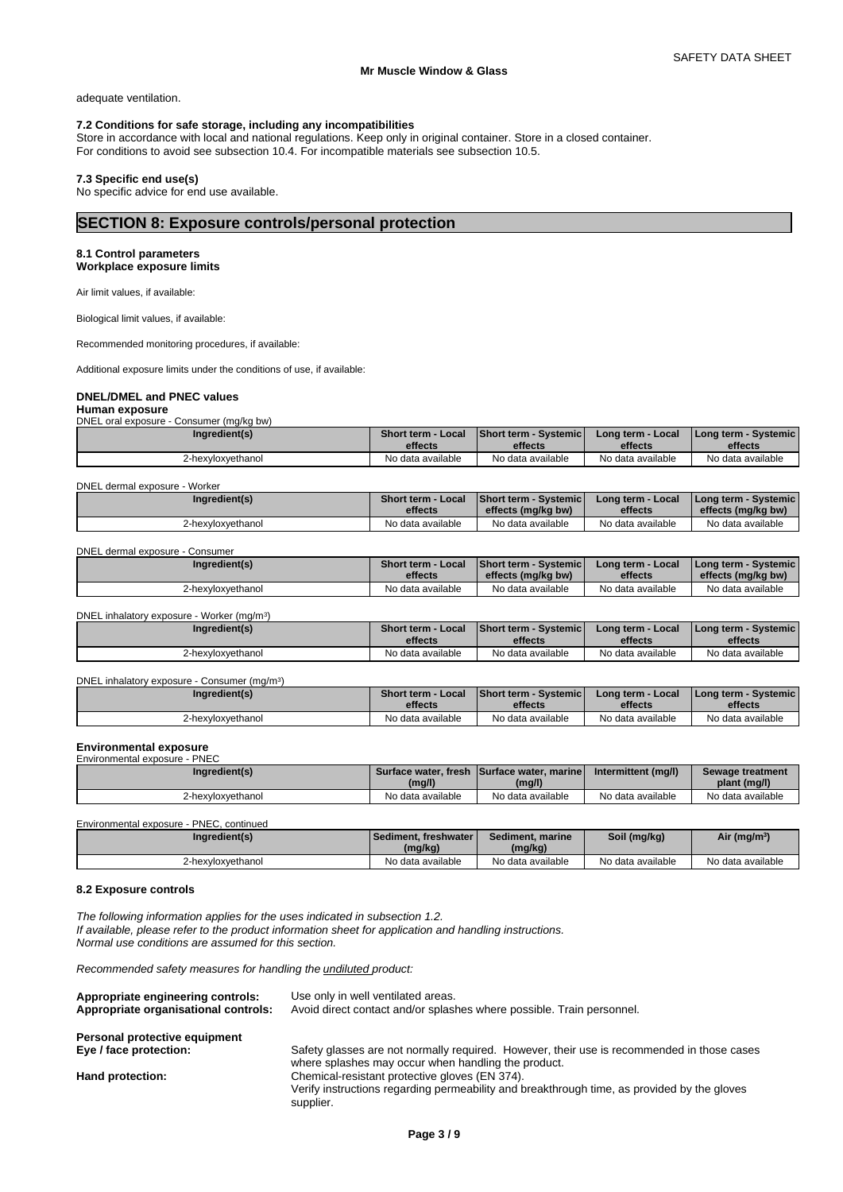adequate ventilation.

### 7.2 Conditions for safe storage, including any incompatibilities

Store in accordance with local and national regulations. Keep only in original container. Store in a closed container.
For conditions to avoid see subsection 10.4. For incompatible materials see subsection 10.5.

### 7.3 Specific end use(s)

No specific advice for end use available.

## SECTION 8: Exposure controls/personal protection

### 8.1 Control parameters

**Workplace exposure limits**

Air limit values, if available:

Biological limit values, if available:

Recommended monitoring procedures, if available:

Additional exposure limits under the conditions of use, if available:

**DNEL/DMEL and PNEC values**

**Human exposure**

DNEL oral exposure - Consumer (mg/kg bw)

| Ingredient(s) | Short term - Local effects | Short term - Systemic effects | Long term - Local effects | Long term - Systemic effects |
|---|---|---|---|---|
| 2-hexyloxyethanol | No data available | No data available | No data available | No data available |

DNEL dermal exposure - Worker

| Ingredient(s) | Short term - Local effects | Short term - Systemic effects (mg/kg bw) | Long term - Local effects | Long term - Systemic effects (mg/kg bw) |
|---|---|---|---|---|
| 2-hexyloxyethanol | No data available | No data available | No data available | No data available |

DNEL dermal exposure - Consumer

| Ingredient(s) | Short term - Local effects | Short term - Systemic effects (mg/kg bw) | Long term - Local effects | Long term - Systemic effects (mg/kg bw) |
|---|---|---|---|---|
| 2-hexyloxyethanol | No data available | No data available | No data available | No data available |

DNEL inhalatory exposure - Worker (mg/m³)

| Ingredient(s) | Short term - Local effects | Short term - Systemic effects | Long term - Local effects | Long term - Systemic effects |
|---|---|---|---|---|
| 2-hexyloxyethanol | No data available | No data available | No data available | No data available |

DNEL inhalatory exposure - Consumer (mg/m³)

| Ingredient(s) | Short term - Local effects | Short term - Systemic effects | Long term - Local effects | Long term - Systemic effects |
|---|---|---|---|---|
| 2-hexyloxyethanol | No data available | No data available | No data available | No data available |

**Environmental exposure**

Environmental exposure - PNEC

| Ingredient(s) | Surface water, fresh (mg/l) | Surface water, marine (mg/l) | Intermittent (mg/l) | Sewage treatment plant (mg/l) |
|---|---|---|---|---|
| 2-hexyloxyethanol | No data available | No data available | No data available | No data available |

Environmental exposure - PNEC, continued

| Ingredient(s) | Sediment, freshwater (mg/kg) | Sediment, marine (mg/kg) | Soil (mg/kg) | Air (mg/m³) |
|---|---|---|---|---|
| 2-hexyloxyethanol | No data available | No data available | No data available | No data available |

### 8.2 Exposure controls

*The following information applies for the uses indicated in subsection 1.2.*
*If available, please refer to the product information sheet for application and handling instructions.*
*Normal use conditions are assumed for this section.*

*Recommended safety measures for handling the undiluted product:*

**Appropriate engineering controls:** Use only in well ventilated areas.
**Appropriate organisational controls:** Avoid direct contact and/or splashes where possible. Train personnel.

**Personal protective equipment**

**Eye / face protection:** Safety glasses are not normally required. However, their use is recommended in those cases where splashes may occur when handling the product.

**Hand protection:** Chemical-resistant protective gloves (EN 374).
Verify instructions regarding permeability and breakthrough time, as provided by the gloves supplier.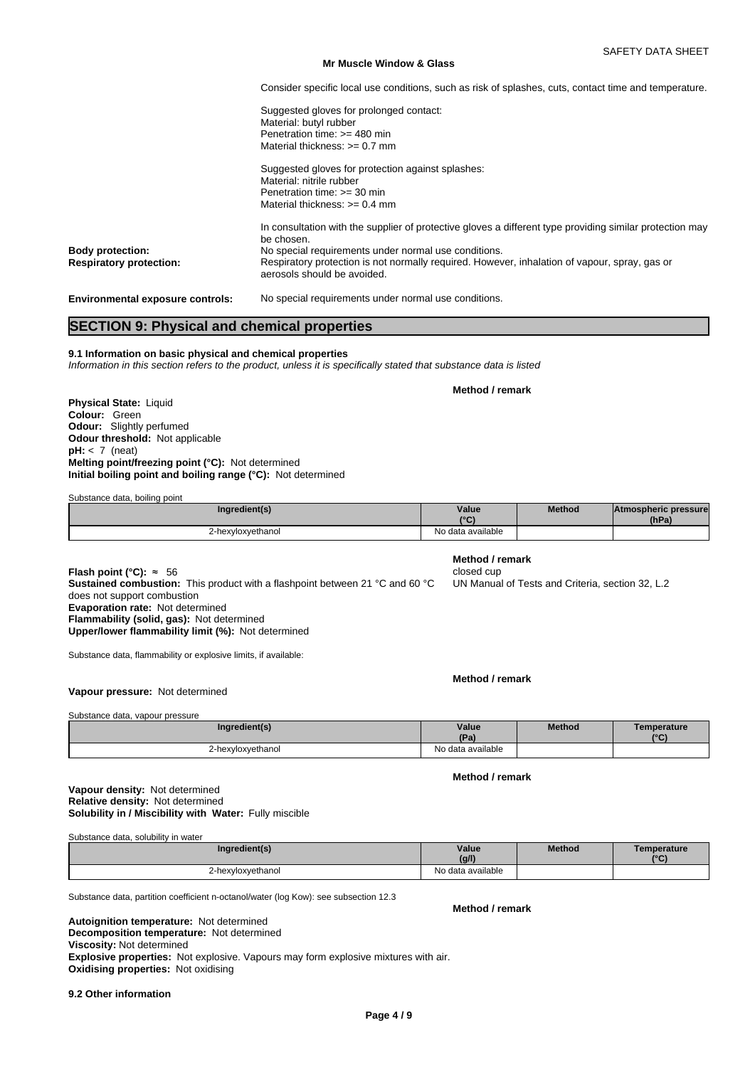Consider specific local use conditions, such as risk of splashes, cuts, contact time and temperature.

Suggested gloves for prolonged contact:
Material: butyl rubber
Penetration time: >= 480 min
Material thickness: >= 0.7 mm

Suggested gloves for protection against splashes:
Material: nitrile rubber
Penetration time: >= 30 min
Material thickness: >= 0.4 mm

In consultation with the supplier of protective gloves a different type providing similar protection may be chosen.

**Body protection:** No special requirements under normal use conditions.

**Respiratory protection:** Respiratory protection is not normally required. However, inhalation of vapour, spray, gas or aerosols should be avoided.

**Environmental exposure controls:** No special requirements under normal use conditions.

## SECTION 9: Physical and chemical properties

**9.1 Information on basic physical and chemical properties**

*Information in this section refers to the product, unless it is specifically stated that substance data is listed*

**Method / remark**

**Physical State:** Liquid
**Colour:** Green
**Odour:** Slightly perfumed
**Odour threshold:** Not applicable
**pH:** < 7 (neat)
**Melting point/freezing point (°C):** Not determined
**Initial boiling point and boiling range (°C):** Not determined

Substance data, boiling point

| Ingredient(s) | Value (°C) | Method | Atmospheric pressure (hPa) |
|---|---|---|---|
| 2-hexyloxyethanol | No data available | | |

| | Method / remark |
|---|---|
| **Flash point (°C):** ≈ 56 | closed cup |
| **Sustained combustion:** This product with a flashpoint between 21 °C and 60 °C does not support combustion | UN Manual of Tests and Criteria, section 32, L.2 |

**Evaporation rate:** Not determined
**Flammability (solid, gas):** Not determined
**Upper/lower flammability limit (%):** Not determined

Substance data, flammability or explosive limits, if available:

**Method / remark**

**Vapour pressure:** Not determined

Substance data, vapour pressure

| Ingredient(s) | Value (Pa) | Method | Temperature (°C) |
|---|---|---|---|
| 2-hexyloxyethanol | No data available | | |

**Method / remark**

**Vapour density:** Not determined
**Relative density:** Not determined
**Solubility in / Miscibility with Water:** Fully miscible

Substance data, solubility in water

| Ingredient(s) | Value (g/l) | Method | Temperature (°C) |
|---|---|---|---|
| 2-hexyloxyethanol | No data available | | |

Substance data, partition coefficient n-octanol/water (log Kow): see subsection 12.3

**Method / remark**

**Autoignition temperature:** Not determined
**Decomposition temperature:** Not determined
**Viscosity:** Not determined
**Explosive properties:** Not explosive. Vapours may form explosive mixtures with air.
**Oxidising properties:** Not oxidising

**9.2 Other information**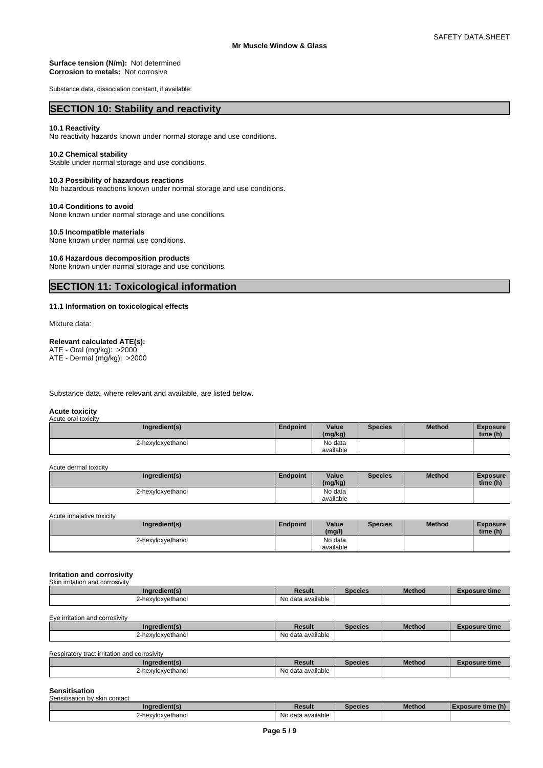**Surface tension (N/m):** Not determined
**Corrosion to metals:** Not corrosive

Substance data, dissociation constant, if available:

## SECTION 10: Stability and reactivity

### 10.1 Reactivity

No reactivity hazards known under normal storage and use conditions.

### 10.2 Chemical stability

Stable under normal storage and use conditions.

### 10.3 Possibility of hazardous reactions

No hazardous reactions known under normal storage and use conditions.

### 10.4 Conditions to avoid

None known under normal storage and use conditions.

### 10.5 Incompatible materials

None known under normal use conditions.

### 10.6 Hazardous decomposition products

None known under normal storage and use conditions.

## SECTION 11: Toxicological information

### 11.1 Information on toxicological effects

Mixture data:

**Relevant calculated ATE(s):**
ATE - Oral (mg/kg): >2000
ATE - Dermal (mg/kg): >2000

Substance data, where relevant and available, are listed below.

**Acute toxicity**

Acute oral toxicity

| Ingredient(s) | Endpoint | Value (mg/kg) | Species | Method | Exposure time (h) |
|---|---|---|---|---|---|
| 2-hexyloxyethanol | | No data available | | | |

Acute dermal toxicity

| Ingredient(s) | Endpoint | Value (mg/kg) | Species | Method | Exposure time (h) |
|---|---|---|---|---|---|
| 2-hexyloxyethanol | | No data available | | | |

Acute inhalative toxicity

| Ingredient(s) | Endpoint | Value (mg/l) | Species | Method | Exposure time (h) |
|---|---|---|---|---|---|
| 2-hexyloxyethanol | | No data available | | | |

**Irritation and corrosivity**

Skin irritation and corrosivity

| Ingredient(s) | Result | Species | Method | Exposure time |
|---|---|---|---|---|
| 2-hexyloxyethanol | No data available | | | |

Eye irritation and corrosivity

| Ingredient(s) | Result | Species | Method | Exposure time |
|---|---|---|---|---|
| 2-hexyloxyethanol | No data available | | | |

Respiratory tract irritation and corrosivity

| Ingredient(s) | Result | Species | Method | Exposure time |
|---|---|---|---|---|
| 2-hexyloxyethanol | No data available | | | |

**Sensitisation**

Sensitisation by skin contact

| Ingredient(s) | Result | Species | Method | Exposure time (h) |
|---|---|---|---|---|
| 2-hexyloxyethanol | No data available | | | |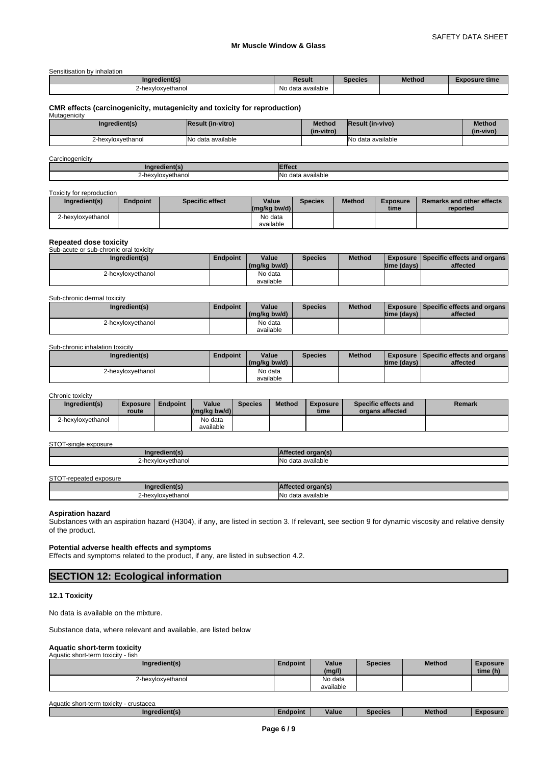Sensitisation by inhalation

| Ingredient(s) | Result | Species | Method | Exposure time |
|---|---|---|---|---|
| 2-hexyloxyethanol | No data available | | | |

### CMR effects (carcinogenicity, mutagenicity and toxicity for reproduction)

Mutagenicity

| Ingredient(s) | Result (in-vitro) | Method (in-vitro) | Result (in-vivo) | Method (in-vivo) |
|---|---|---|---|---|
| 2-hexyloxyethanol | No data available | | No data available | |

Carcinogenicity

| Ingredient(s) | Effect |
|---|---|
| 2-hexyloxyethanol | No data available |

Toxicity for reproduction

| Ingredient(s) | Endpoint | Specific effect | Value (mg/kg bw/d) | Species | Method | Exposure time | Remarks and other effects reported |
|---|---|---|---|---|---|---|---|
| 2-hexyloxyethanol | | | No data available | | | | |

### Repeated dose toxicity

Sub-acute or sub-chronic oral toxicity

| Ingredient(s) | Endpoint | Value (mg/kg bw/d) | Species | Method | Exposure time (days) | Specific effects and organs affected |
|---|---|---|---|---|---|---|
| 2-hexyloxyethanol | | No data available | | | | |

Sub-chronic dermal toxicity

| Ingredient(s) | Endpoint | Value (mg/kg bw/d) | Species | Method | Exposure time (days) | Specific effects and organs affected |
|---|---|---|---|---|---|---|
| 2-hexyloxyethanol | | No data available | | | | |

Sub-chronic inhalation toxicity

| Ingredient(s) | Endpoint | Value (mg/kg bw/d) | Species | Method | Exposure time (days) | Specific effects and organs affected |
|---|---|---|---|---|---|---|
| 2-hexyloxyethanol | | No data available | | | | |

Chronic toxicity

| Ingredient(s) | Exposure route | Endpoint | Value (mg/kg bw/d) | Species | Method | Exposure time | Specific effects and organs affected | Remark |
|---|---|---|---|---|---|---|---|---|
| 2-hexyloxyethanol | | | No data available | | | | | |

STOT-single exposure

| Ingredient(s) | Affected organ(s) |
|---|---|
| 2-hexyloxyethanol | No data available |

STOT-repeated exposure

| Ingredient(s) | Affected organ(s) |
|---|---|
| 2-hexyloxyethanol | No data available |

### Aspiration hazard

Substances with an aspiration hazard (H304), if any, are listed in section 3. If relevant, see section 9 for dynamic viscosity and relative density of the product.

### Potential adverse health effects and symptoms

Effects and symptoms related to the product, if any, are listed in subsection 4.2.

## SECTION 12: Ecological information

### 12.1 Toxicity

No data is available on the mixture.

Substance data, where relevant and available, are listed below

### Aquatic short-term toxicity

Aquatic short-term toxicity - fish

| Ingredient(s) | Endpoint | Value (mg/l) | Species | Method | Exposure time (h) |
|---|---|---|---|---|---|
| 2-hexyloxyethanol | | No data available | | | |

Aquatic short-term toxicity - crustacea

| Ingredient(s) | Endpoint | Value | Species | Method | Exposure |
|---|---|---|---|---|---|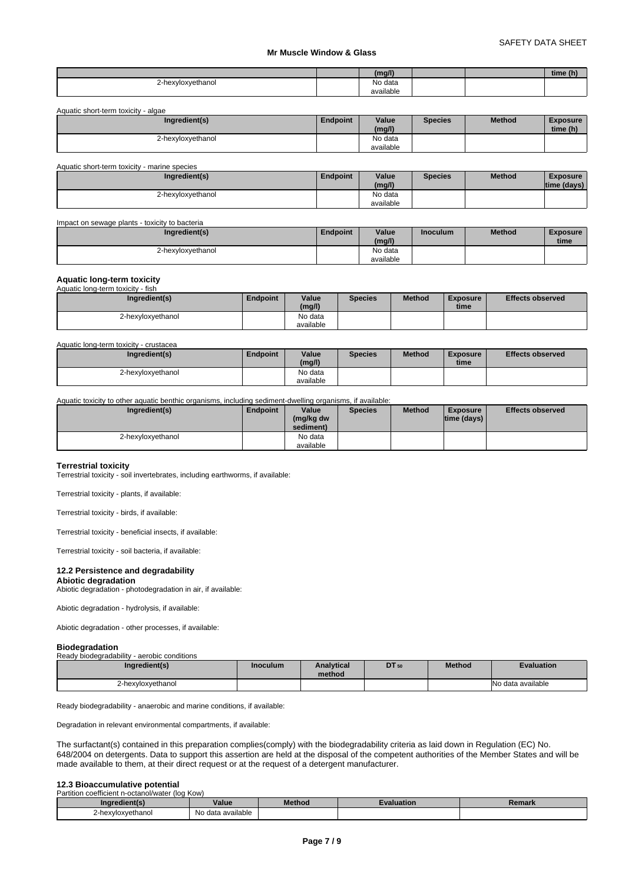| | | (mg/l) | | | time (h) |
|---|---|---|---|---|---|
| 2-hexyloxyethanol | | No data available | | | |

Aquatic short-term toxicity - algae

| Ingredient(s) | Endpoint | Value (mg/l) | Species | Method | Exposure time (h) |
|---|---|---|---|---|---|
| 2-hexyloxyethanol | | No data available | | | |

Aquatic short-term toxicity - marine species

| Ingredient(s) | Endpoint | Value (mg/l) | Species | Method | Exposure time (days) |
|---|---|---|---|---|---|
| 2-hexyloxyethanol | | No data available | | | |

Impact on sewage plants - toxicity to bacteria

| Ingredient(s) | Endpoint | Value (mg/l) | Inoculum | Method | Exposure time |
|---|---|---|---|---|---|
| 2-hexyloxyethanol | | No data available | | | |

**Aquatic long-term toxicity**

Aquatic long-term toxicity - fish

| Ingredient(s) | Endpoint | Value (mg/l) | Species | Method | Exposure time | Effects observed |
|---|---|---|---|---|---|---|
| 2-hexyloxyethanol | | No data available | | | | |

Aquatic long-term toxicity - crustacea

| Ingredient(s) | Endpoint | Value (mg/l) | Species | Method | Exposure time | Effects observed |
|---|---|---|---|---|---|---|
| 2-hexyloxyethanol | | No data available | | | | |

Aquatic toxicity to other aquatic benthic organisms, including sediment-dwelling organisms, if available:

| Ingredient(s) | Endpoint | Value (mg/kg dw sediment) | Species | Method | Exposure time (days) | Effects observed |
|---|---|---|---|---|---|---|
| 2-hexyloxyethanol | | No data available | | | | |

**Terrestrial toxicity**

Terrestrial toxicity - soil invertebrates, including earthworms, if available:

Terrestrial toxicity - plants, if available:

Terrestrial toxicity - birds, if available:

Terrestrial toxicity - beneficial insects, if available:

Terrestrial toxicity - soil bacteria, if available:

### 12.2 Persistence and degradability

**Abiotic degradation**

Abiotic degradation - photodegradation in air, if available:

Abiotic degradation - hydrolysis, if available:

Abiotic degradation - other processes, if available:

**Biodegradation**

Ready biodegradability - aerobic conditions

| Ingredient(s) | Inoculum | Analytical method | $DT_{50}$ | Method | Evaluation |
|---|---|---|---|---|---|
| 2-hexyloxyethanol | | | | | No data available |

Ready biodegradability - anaerobic and marine conditions, if available:

Degradation in relevant environmental compartments, if available:

The surfactant(s) contained in this preparation complies(comply) with the biodegradability criteria as laid down in Regulation (EC) No. 648/2004 on detergents. Data to support this assertion are held at the disposal of the competent authorities of the Member States and will be made available to them, at their direct request or at the request of a detergent manufacturer.

### 12.3 Bioaccumulative potential

Partition coefficient n-octanol/water (log Kow)

| Ingredient(s) | Value | Method | Evaluation | Remark |
|---|---|---|---|---|
| 2-hexyloxyethanol | No data available | | | |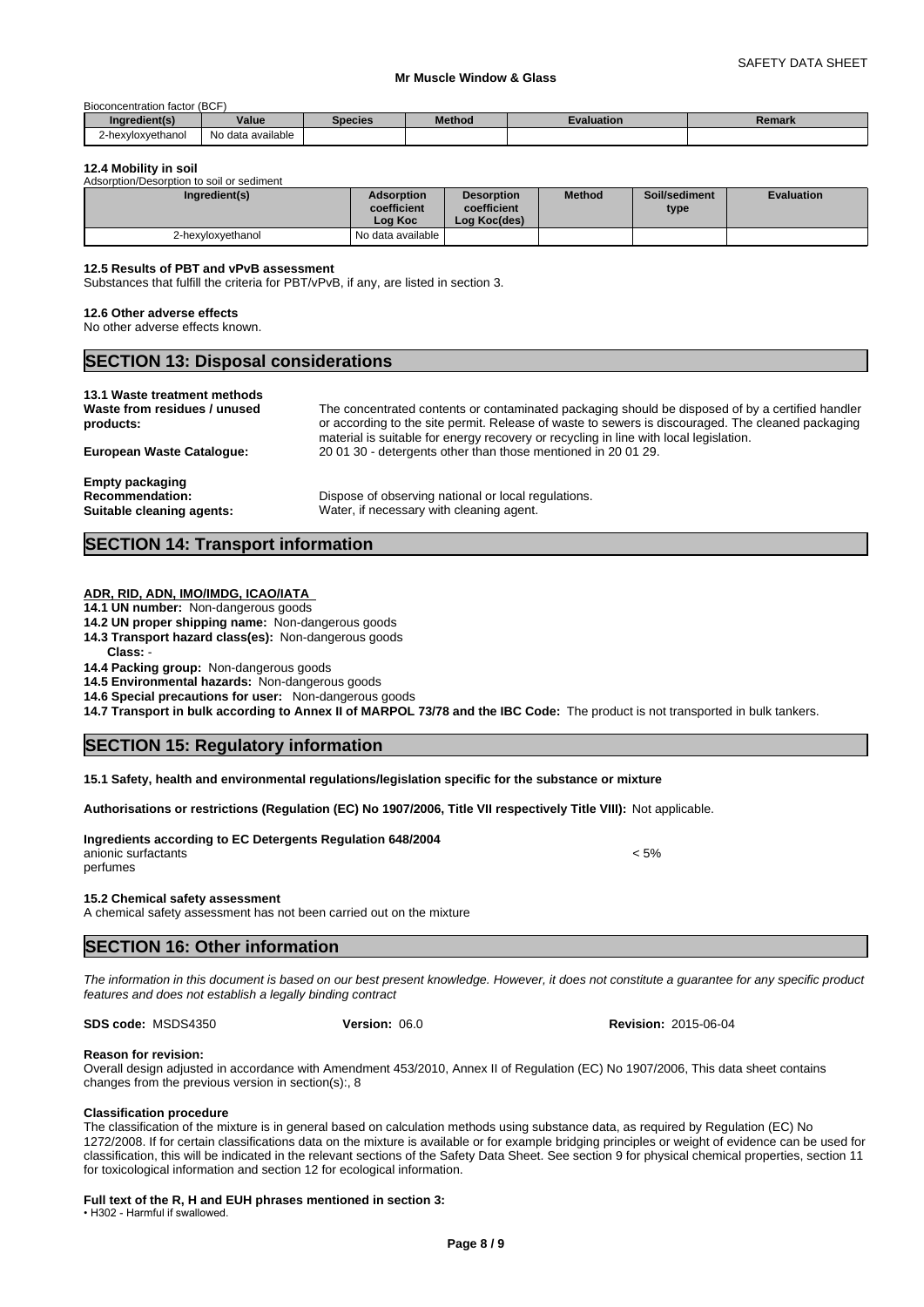Bioconcentration factor (BCF)

| Ingredient(s) | Value | Species | Method | Evaluation | Remark |
|---|---|---|---|---|---|
| 2-hexyloxyethanol | No data available | | | | |

### 12.4 Mobility in soil

Adsorption/Desorption to soil or sediment

| Ingredient(s) | Adsorption coefficient Log Koc | Desorption coefficient Log Koc(des) | Method | Soil/sediment type | Evaluation |
|---|---|---|---|---|---|
| 2-hexyloxyethanol | No data available | | | | |

### 12.5 Results of PBT and vPvB assessment

Substances that fulfill the criteria for PBT/vPvB, if any, are listed in section 3.

### 12.6 Other adverse effects

No other adverse effects known.

## SECTION 13: Disposal considerations

### 13.1 Waste treatment methods

**Waste from residues / unused products:** The concentrated contents or contaminated packaging should be disposed of by a certified handler or according to the site permit. Release of waste to sewers is discouraged. The cleaned packaging material is suitable for energy recovery or recycling in line with local legislation.

**European Waste Catalogue:** 20 01 30 - detergents other than those mentioned in 20 01 29.

**Empty packaging**

**Recommendation:** Dispose of observing national or local regulations.

**Suitable cleaning agents:** Water, if necessary with cleaning agent.

## SECTION 14: Transport information

**ADR, RID, ADN, IMO/IMDG, ICAO/IATA**

**14.1 UN number:** Non-dangerous goods

**14.2 UN proper shipping name:** Non-dangerous goods

**14.3 Transport hazard class(es):** Non-dangerous goods

**Class:** -

**14.4 Packing group:** Non-dangerous goods

**14.5 Environmental hazards:** Non-dangerous goods

**14.6 Special precautions for user:** Non-dangerous goods

**14.7 Transport in bulk according to Annex II of MARPOL 73/78 and the IBC Code:** The product is not transported in bulk tankers.

## SECTION 15: Regulatory information

**15.1 Safety, health and environmental regulations/legislation specific for the substance or mixture**

**Authorisations or restrictions (Regulation (EC) No 1907/2006, Title VII respectively Title VIII):** Not applicable.

**Ingredients according to EC Detergents Regulation 648/2004**

anionic surfactants < 5%

perfumes

**15.2 Chemical safety assessment**

A chemical safety assessment has not been carried out on the mixture

## SECTION 16: Other information

*The information in this document is based on our best present knowledge. However, it does not constitute a guarantee for any specific product features and does not establish a legally binding contract*

**SDS code:** MSDS4350 **Version:** 06.0 **Revision:** 2015-06-04

**Reason for revision:**

Overall design adjusted in accordance with Amendment 453/2010, Annex II of Regulation (EC) No 1907/2006, This data sheet contains changes from the previous version in section(s):, 8

**Classification procedure**

The classification of the mixture is in general based on calculation methods using substance data, as required by Regulation (EC) No 1272/2008. If for certain classifications data on the mixture is available or for example bridging principles or weight of evidence can be used for classification, this will be indicated in the relevant sections of the Safety Data Sheet. See section 9 for physical chemical properties, section 11 for toxicological information and section 12 for ecological information.

**Full text of the R, H and EUH phrases mentioned in section 3:**

- H302 - Harmful if swallowed.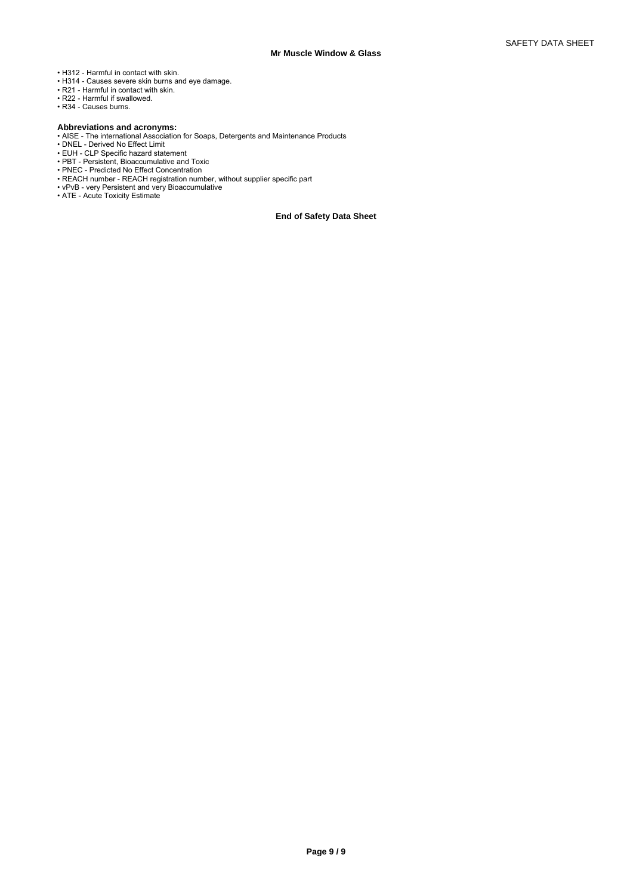- H312 - Harmful in contact with skin.
- H314 - Causes severe skin burns and eye damage.
- R21 - Harmful in contact with skin.
- R22 - Harmful if swallowed.
- R34 - Causes burns.

**Abbreviations and acronyms:**

- AISE - The international Association for Soaps, Detergents and Maintenance Products
- DNEL - Derived No Effect Limit
- EUH - CLP Specific hazard statement
- PBT - Persistent, Bioaccumulative and Toxic
- PNEC - Predicted No Effect Concentration
- REACH number - REACH registration number, without supplier specific part
- vPvB - very Persistent and very Bioaccumulative
- ATE - Acute Toxicity Estimate

**End of Safety Data Sheet**